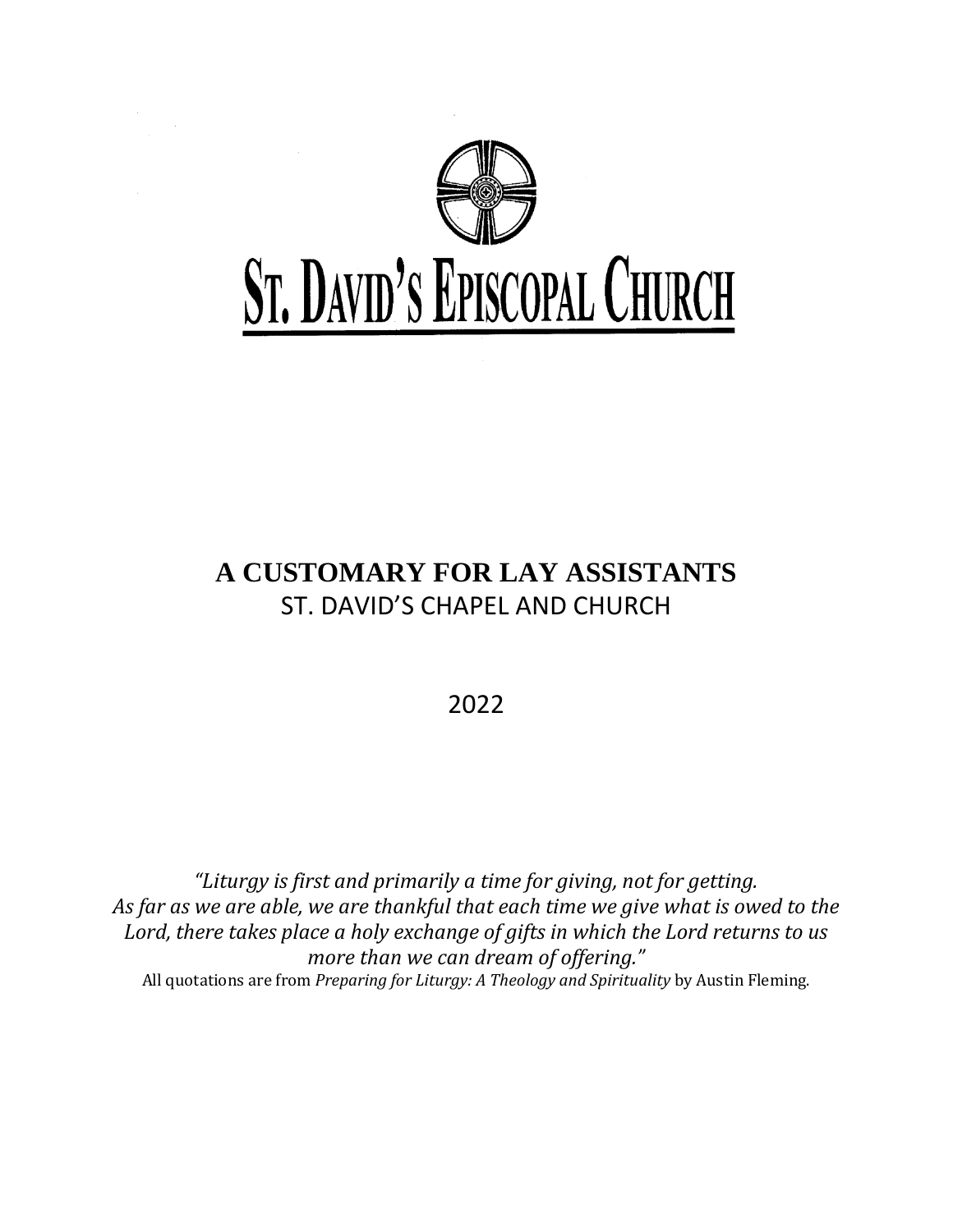# ST. DAVID'S EPISCOPAL CHURCH

## A CUSTOMARY FOR LAY ASSISTANTS
ST. DAVID'S CHAPEL AND CHURCH

2022

*"Liturgy is first and primarily a time for giving, not for getting. As far as we are able, we are thankful that each time we give what is owed to the Lord, there takes place a holy exchange of gifts in which the Lord returns to us more than we can dream of offering."*

All quotations are from *Preparing for Liturgy: A Theology and Spirituality* by Austin Fleming.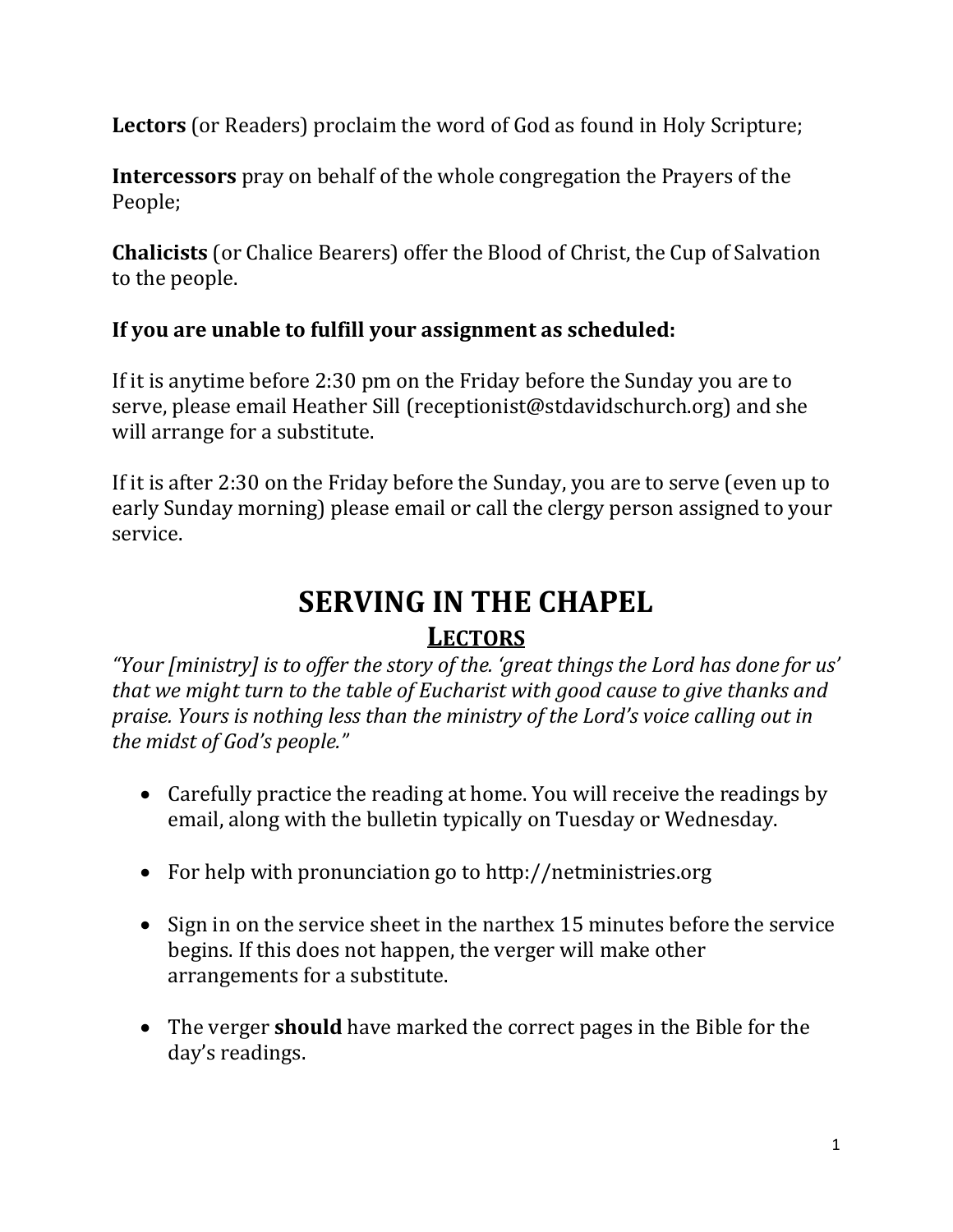**Lectors** (or Readers) proclaim the word of God as found in Holy Scripture;

**Intercessors** pray on behalf of the whole congregation the Prayers of the People;

**Chalicists** (or Chalice Bearers) offer the Blood of Christ, the Cup of Salvation to the people.

**If you are unable to fulfill your assignment as scheduled:**

If it is anytime before 2:30 pm on the Friday before the Sunday you are to serve, please email Heather Sill (receptionist@stdavidschurch.org) and she will arrange for a substitute.

If it is after 2:30 on the Friday before the Sunday, you are to serve (even up to early Sunday morning) please email or call the clergy person assigned to your service.

# SERVING IN THE CHAPEL

## LECTORS

*"Your [ministry] is to offer the story of the. 'great things the Lord has done for us' that we might turn to the table of Eucharist with good cause to give thanks and praise. Yours is nothing less than the ministry of the Lord's voice calling out in the midst of God's people."*

- Carefully practice the reading at home. You will receive the readings by email, along with the bulletin typically on Tuesday or Wednesday.
- For help with pronunciation go to http://netministries.org
- Sign in on the service sheet in the narthex 15 minutes before the service begins. If this does not happen, the verger will make other arrangements for a substitute.
- The verger **should** have marked the correct pages in the Bible for the day's readings.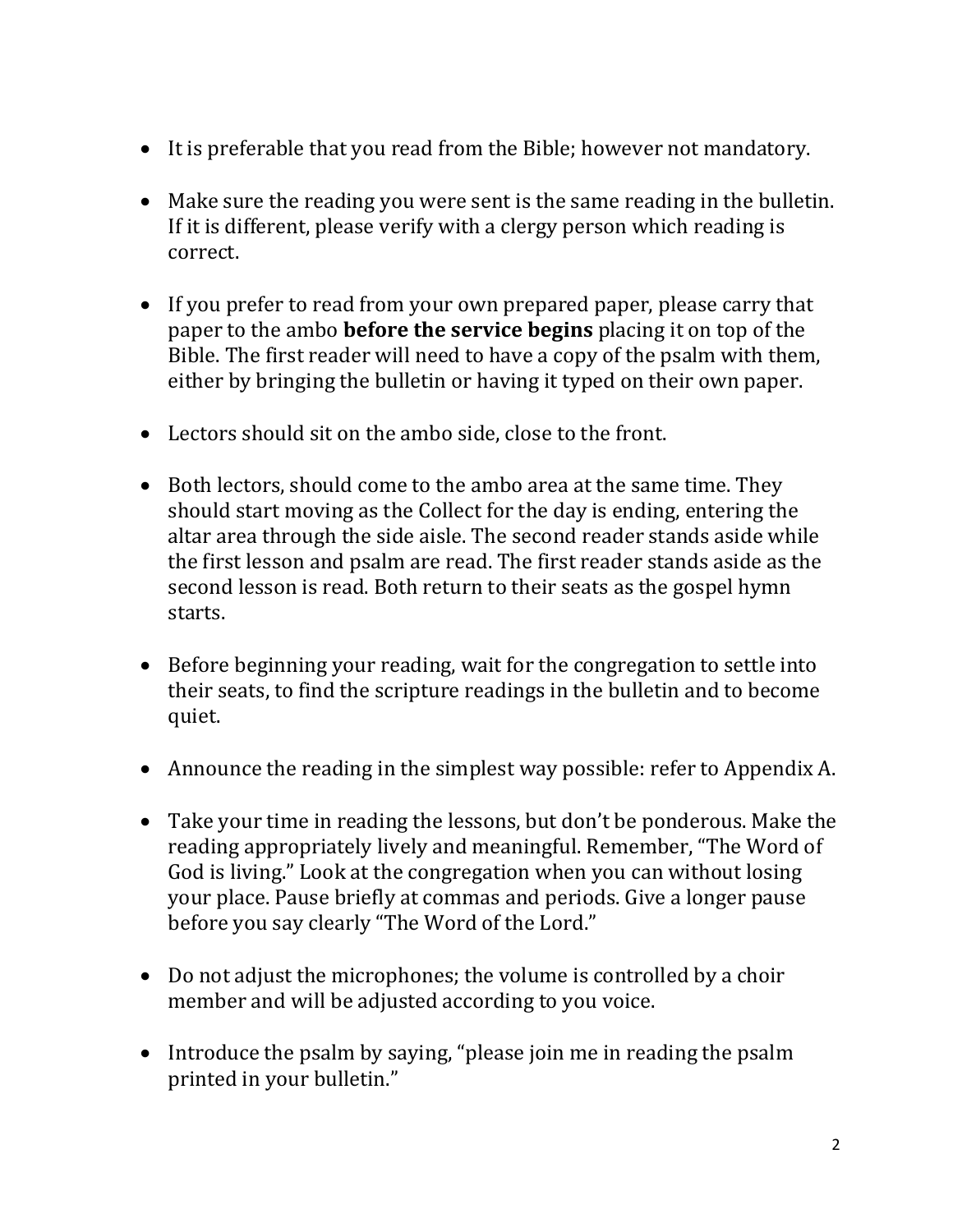- It is preferable that you read from the Bible; however not mandatory.

- Make sure the reading you were sent is the same reading in the bulletin. If it is different, please verify with a clergy person which reading is correct.

- If you prefer to read from your own prepared paper, please carry that paper to the ambo **before the service begins** placing it on top of the Bible. The first reader will need to have a copy of the psalm with them, either by bringing the bulletin or having it typed on their own paper.

- Lectors should sit on the ambo side, close to the front.

- Both lectors, should come to the ambo area at the same time. They should start moving as the Collect for the day is ending, entering the altar area through the side aisle. The second reader stands aside while the first lesson and psalm are read. The first reader stands aside as the second lesson is read. Both return to their seats as the gospel hymn starts.

- Before beginning your reading, wait for the congregation to settle into their seats, to find the scripture readings in the bulletin and to become quiet.

- Announce the reading in the simplest way possible: refer to Appendix A.

- Take your time in reading the lessons, but don't be ponderous. Make the reading appropriately lively and meaningful. Remember, "The Word of God is living." Look at the congregation when you can without losing your place. Pause briefly at commas and periods. Give a longer pause before you say clearly "The Word of the Lord."

- Do not adjust the microphones; the volume is controlled by a choir member and will be adjusted according to you voice.

- Introduce the psalm by saying, "please join me in reading the psalm printed in your bulletin."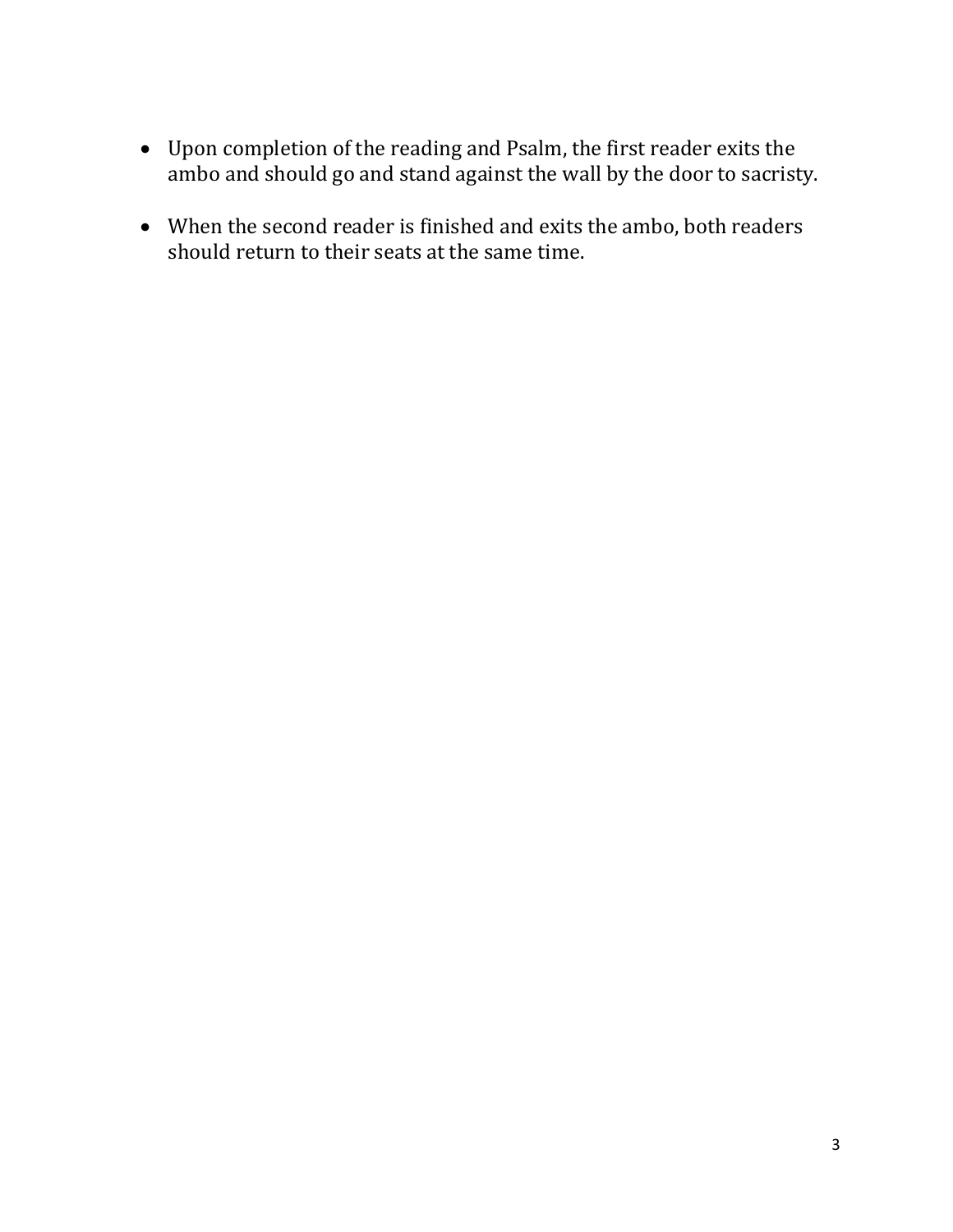- Upon completion of the reading and Psalm, the first reader exits the ambo and should go and stand against the wall by the door to sacristy.
- When the second reader is finished and exits the ambo, both readers should return to their seats at the same time.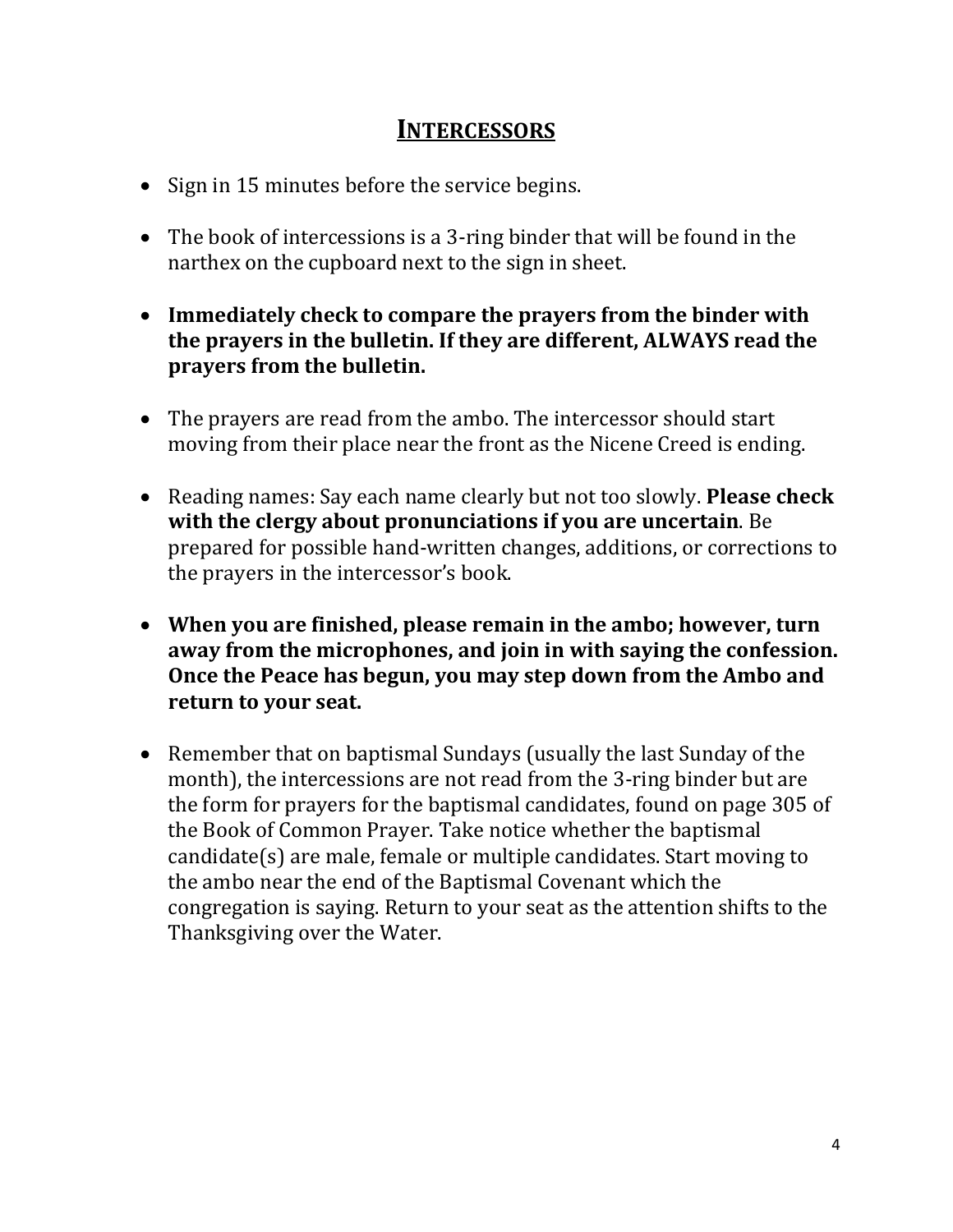## INTERCESSORS

- Sign in 15 minutes before the service begins.

- The book of intercessions is a 3-ring binder that will be found in the narthex on the cupboard next to the sign in sheet.

- **Immediately check to compare the prayers from the binder with the prayers in the bulletin. If they are different, ALWAYS read the prayers from the bulletin.**

- The prayers are read from the ambo. The intercessor should start moving from their place near the front as the Nicene Creed is ending.

- Reading names: Say each name clearly but not too slowly. **Please check with the clergy about pronunciations if you are uncertain**. Be prepared for possible hand-written changes, additions, or corrections to the prayers in the intercessor's book.

- **When you are finished, please remain in the ambo; however, turn away from the microphones, and join in with saying the confession. Once the Peace has begun, you may step down from the Ambo and return to your seat.**

- Remember that on baptismal Sundays (usually the last Sunday of the month), the intercessions are not read from the 3-ring binder but are the form for prayers for the baptismal candidates, found on page 305 of the Book of Common Prayer. Take notice whether the baptismal candidate(s) are male, female or multiple candidates. Start moving to the ambo near the end of the Baptismal Covenant which the congregation is saying. Return to your seat as the attention shifts to the Thanksgiving over the Water.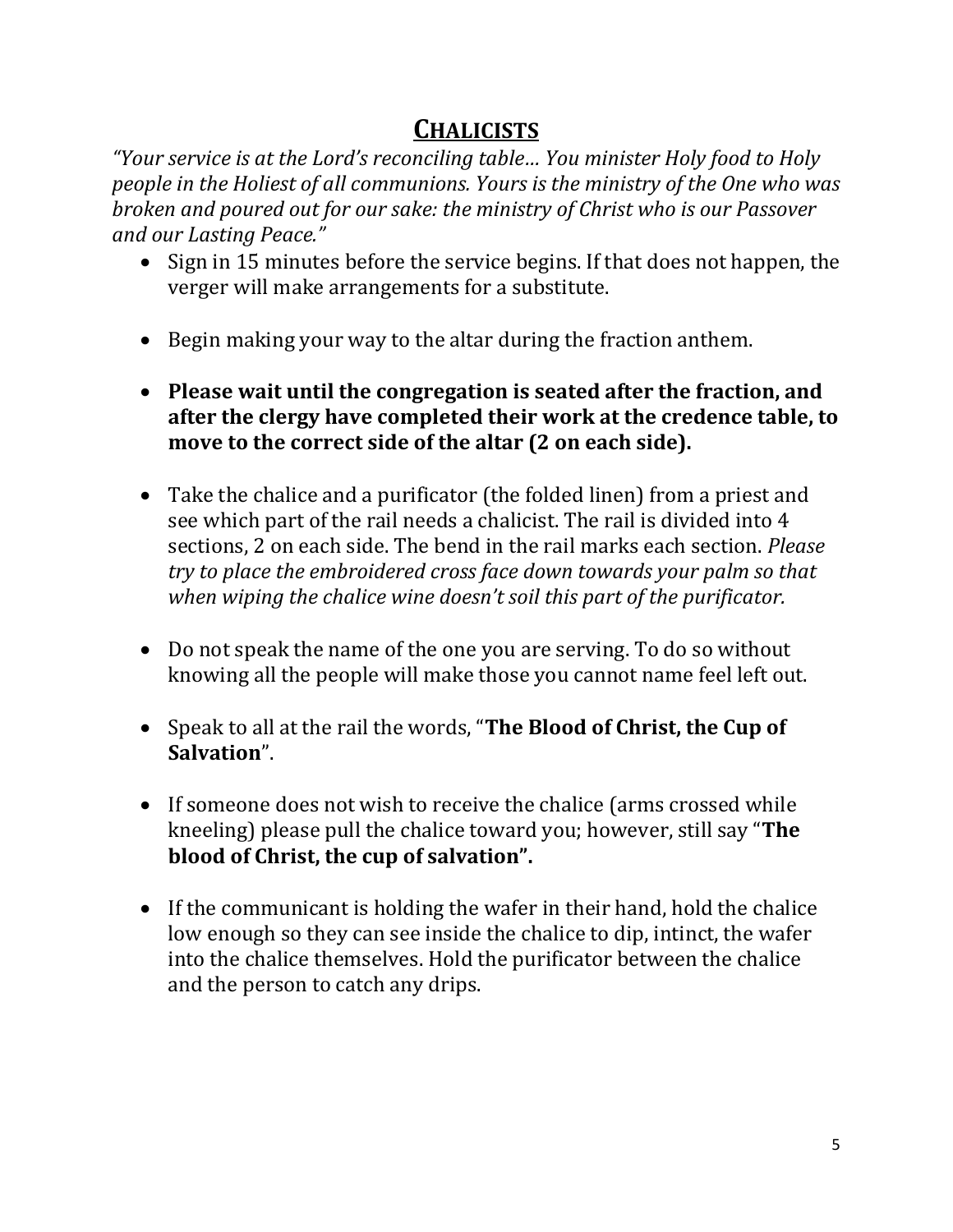# **CHALICISTS**

*"Your service is at the Lord's reconciling table… You minister Holy food to Holy people in the Holiest of all communions. Yours is the ministry of the One who was broken and poured out for our sake: the ministry of Christ who is our Passover and our Lasting Peace."*

- Sign in 15 minutes before the service begins. If that does not happen, the verger will make arrangements for a substitute.
- Begin making your way to the altar during the fraction anthem.
- **Please wait until the congregation is seated after the fraction, and after the clergy have completed their work at the credence table, to move to the correct side of the altar (2 on each side).**
- Take the chalice and a purificator (the folded linen) from a priest and see which part of the rail needs a chalicist. The rail is divided into 4 sections, 2 on each side. The bend in the rail marks each section. *Please try to place the embroidered cross face down towards your palm so that when wiping the chalice wine doesn't soil this part of the purificator.*
- Do not speak the name of the one you are serving. To do so without knowing all the people will make those you cannot name feel left out.
- Speak to all at the rail the words, "**The Blood of Christ, the Cup of Salvation**".
- If someone does not wish to receive the chalice (arms crossed while kneeling) please pull the chalice toward you; however, still say "**The blood of Christ, the cup of salvation".**
- If the communicant is holding the wafer in their hand, hold the chalice low enough so they can see inside the chalice to dip, intinct, the wafer into the chalice themselves. Hold the purificator between the chalice and the person to catch any drips.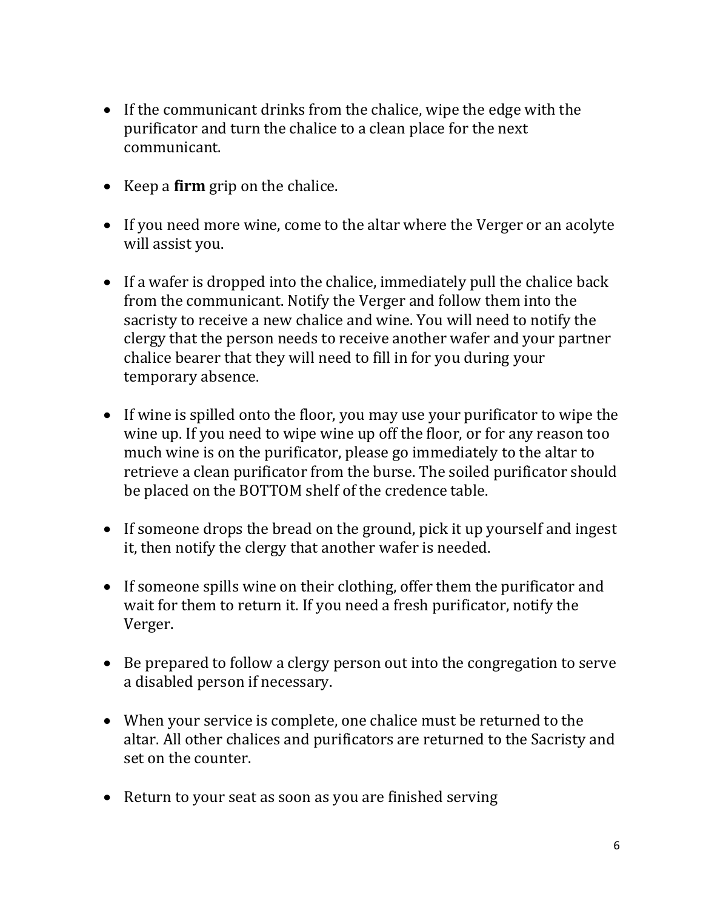- If the communicant drinks from the chalice, wipe the edge with the purificator and turn the chalice to a clean place for the next communicant.

- Keep a **firm** grip on the chalice.

- If you need more wine, come to the altar where the Verger or an acolyte will assist you.

- If a wafer is dropped into the chalice, immediately pull the chalice back from the communicant. Notify the Verger and follow them into the sacristy to receive a new chalice and wine. You will need to notify the clergy that the person needs to receive another wafer and your partner chalice bearer that they will need to fill in for you during your temporary absence.

- If wine is spilled onto the floor, you may use your purificator to wipe the wine up. If you need to wipe wine up off the floor, or for any reason too much wine is on the purificator, please go immediately to the altar to retrieve a clean purificator from the burse. The soiled purificator should be placed on the BOTTOM shelf of the credence table.

- If someone drops the bread on the ground, pick it up yourself and ingest it, then notify the clergy that another wafer is needed.

- If someone spills wine on their clothing, offer them the purificator and wait for them to return it. If you need a fresh purificator, notify the Verger.

- Be prepared to follow a clergy person out into the congregation to serve a disabled person if necessary.

- When your service is complete, one chalice must be returned to the altar. All other chalices and purificators are returned to the Sacristy and set on the counter.

- Return to your seat as soon as you are finished serving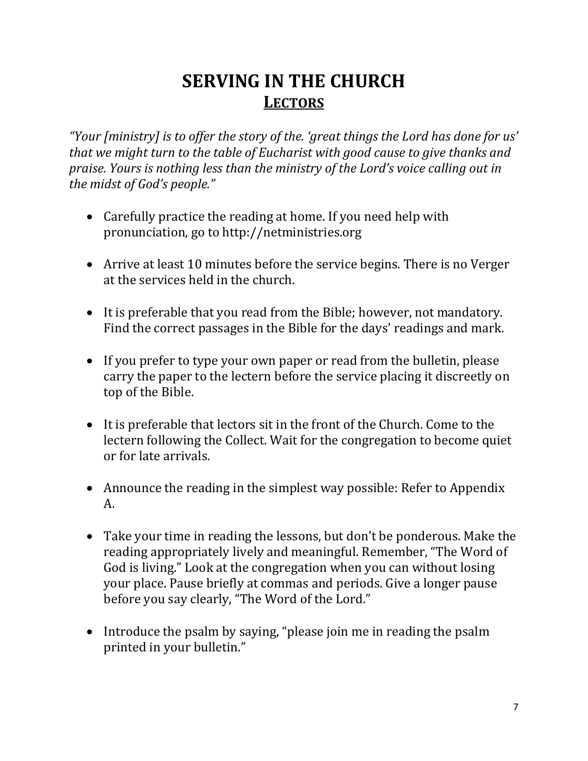# SERVING IN THE CHURCH

## <u>LECTORS</u>

*"Your [ministry] is to offer the story of the. 'great things the Lord has done for us' that we might turn to the table of Eucharist with good cause to give thanks and praise. Yours is nothing less than the ministry of the Lord's voice calling out in the midst of God's people."*

- Carefully practice the reading at home. If you need help with pronunciation, go to http://netministries.org
- Arrive at least 10 minutes before the service begins. There is no Verger at the services held in the church.
- It is preferable that you read from the Bible; however, not mandatory. Find the correct passages in the Bible for the days' readings and mark.
- If you prefer to type your own paper or read from the bulletin, please carry the paper to the lectern before the service placing it discreetly on top of the Bible.
- It is preferable that lectors sit in the front of the Church. Come to the lectern following the Collect. Wait for the congregation to become quiet or for late arrivals.
- Announce the reading in the simplest way possible: Refer to Appendix A.
- Take your time in reading the lessons, but don't be ponderous. Make the reading appropriately lively and meaningful. Remember, "The Word of God is living." Look at the congregation when you can without losing your place. Pause briefly at commas and periods. Give a longer pause before you say clearly, "The Word of the Lord."
- Introduce the psalm by saying, "please join me in reading the psalm printed in your bulletin."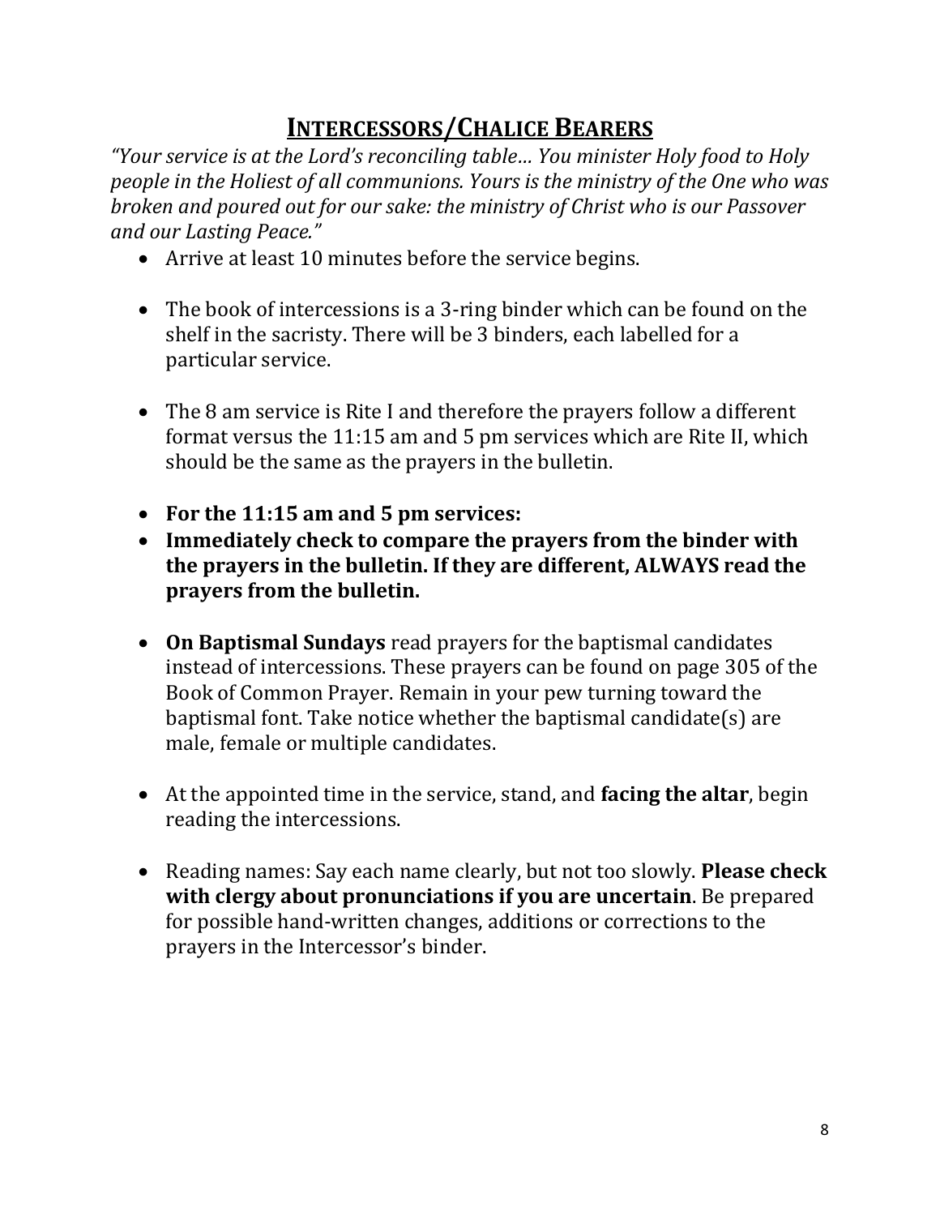# **INTERCESSORS/CHALICE BEARERS**

*"Your service is at the Lord's reconciling table… You minister Holy food to Holy people in the Holiest of all communions. Yours is the ministry of the One who was broken and poured out for our sake: the ministry of Christ who is our Passover and our Lasting Peace."*

- Arrive at least 10 minutes before the service begins.
- The book of intercessions is a 3-ring binder which can be found on the shelf in the sacristy. There will be 3 binders, each labelled for a particular service.
- The 8 am service is Rite I and therefore the prayers follow a different format versus the 11:15 am and 5 pm services which are Rite II, which should be the same as the prayers in the bulletin.
- **For the 11:15 am and 5 pm services:**
- **Immediately check to compare the prayers from the binder with the prayers in the bulletin. If they are different, ALWAYS read the prayers from the bulletin.**
- **On Baptismal Sundays** read prayers for the baptismal candidates instead of intercessions. These prayers can be found on page 305 of the Book of Common Prayer. Remain in your pew turning toward the baptismal font. Take notice whether the baptismal candidate(s) are male, female or multiple candidates.
- At the appointed time in the service, stand, and **facing the altar**, begin reading the intercessions.
- Reading names: Say each name clearly, but not too slowly. **Please check with clergy about pronunciations if you are uncertain**. Be prepared for possible hand-written changes, additions or corrections to the prayers in the Intercessor's binder.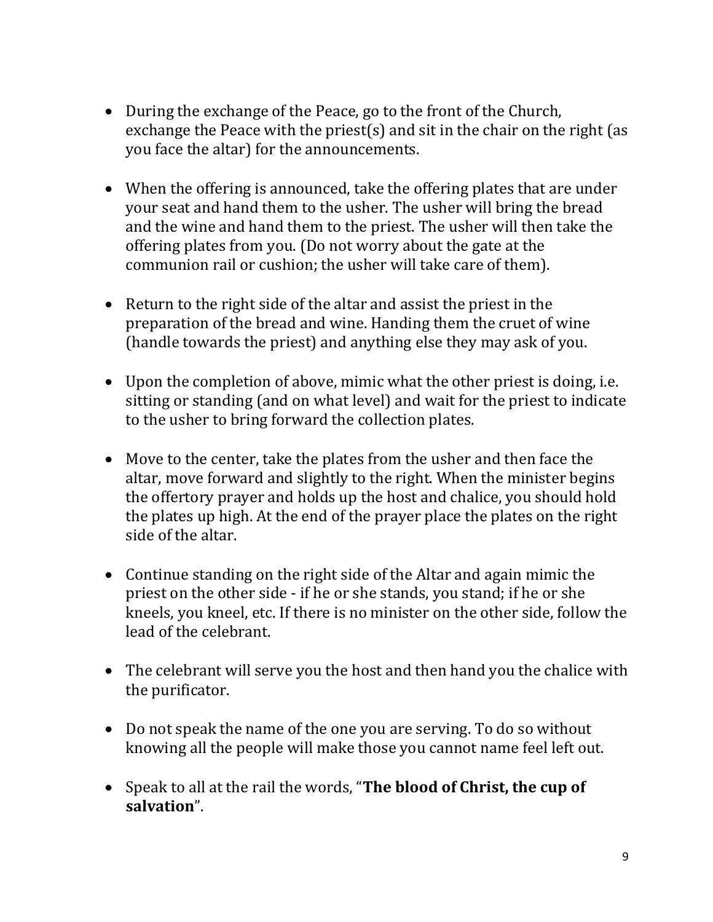- During the exchange of the Peace, go to the front of the Church, exchange the Peace with the priest(s) and sit in the chair on the right (as you face the altar) for the announcements.

- When the offering is announced, take the offering plates that are under your seat and hand them to the usher. The usher will bring the bread and the wine and hand them to the priest. The usher will then take the offering plates from you. (Do not worry about the gate at the communion rail or cushion; the usher will take care of them).

- Return to the right side of the altar and assist the priest in the preparation of the bread and wine. Handing them the cruet of wine (handle towards the priest) and anything else they may ask of you.

- Upon the completion of above, mimic what the other priest is doing, i.e. sitting or standing (and on what level) and wait for the priest to indicate to the usher to bring forward the collection plates.

- Move to the center, take the plates from the usher and then face the altar, move forward and slightly to the right. When the minister begins the offertory prayer and holds up the host and chalice, you should hold the plates up high. At the end of the prayer place the plates on the right side of the altar.

- Continue standing on the right side of the Altar and again mimic the priest on the other side - if he or she stands, you stand; if he or she kneels, you kneel, etc. If there is no minister on the other side, follow the lead of the celebrant.

- The celebrant will serve you the host and then hand you the chalice with the purificator.

- Do not speak the name of the one you are serving. To do so without knowing all the people will make those you cannot name feel left out.

- Speak to all at the rail the words, "**The blood of Christ, the cup of salvation**".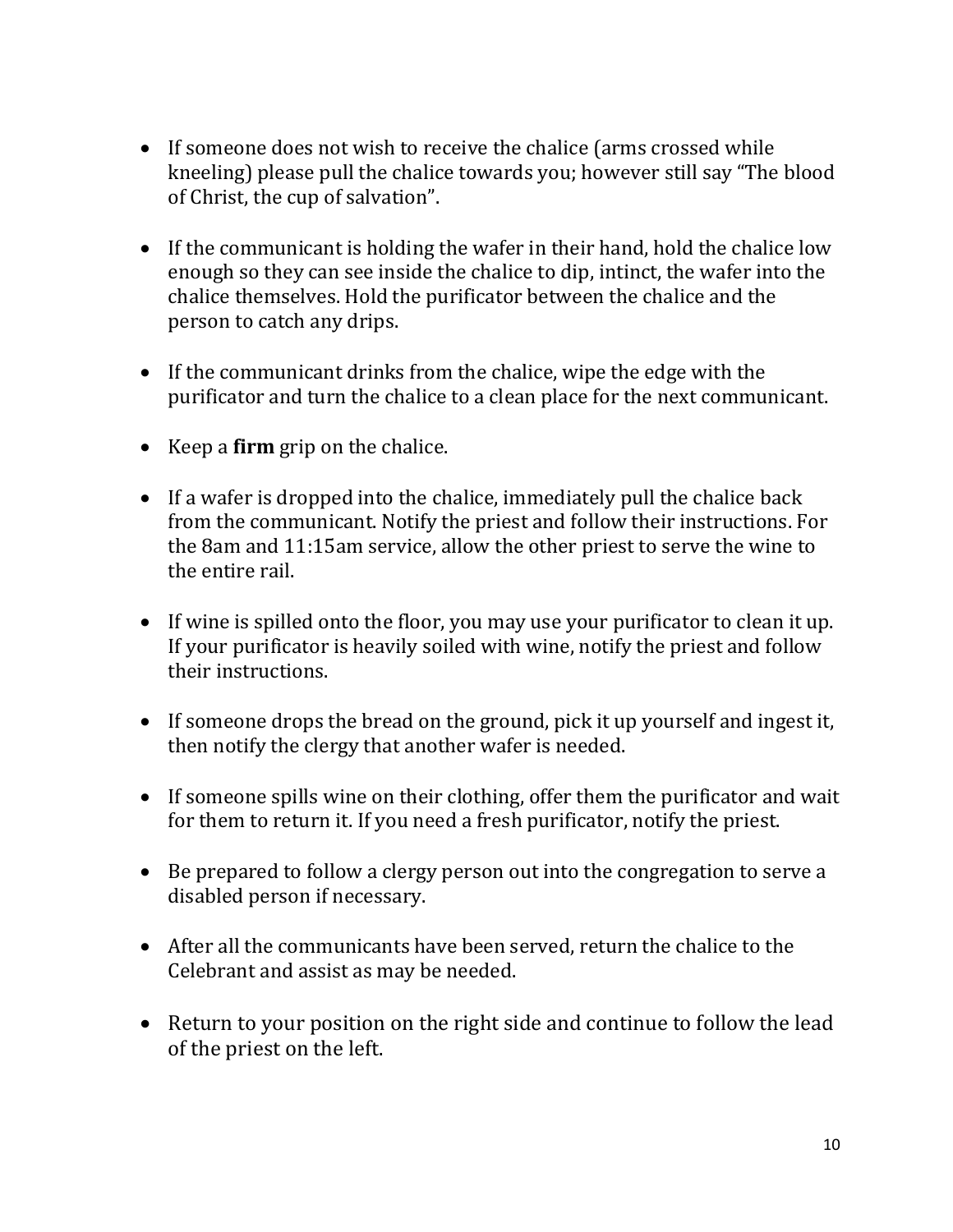- If someone does not wish to receive the chalice (arms crossed while kneeling) please pull the chalice towards you; however still say "The blood of Christ, the cup of salvation".

- If the communicant is holding the wafer in their hand, hold the chalice low enough so they can see inside the chalice to dip, intinct, the wafer into the chalice themselves. Hold the purificator between the chalice and the person to catch any drips.

- If the communicant drinks from the chalice, wipe the edge with the purificator and turn the chalice to a clean place for the next communicant.

- Keep a **firm** grip on the chalice.

- If a wafer is dropped into the chalice, immediately pull the chalice back from the communicant. Notify the priest and follow their instructions. For the 8am and 11:15am service, allow the other priest to serve the wine to the entire rail.

- If wine is spilled onto the floor, you may use your purificator to clean it up. If your purificator is heavily soiled with wine, notify the priest and follow their instructions.

- If someone drops the bread on the ground, pick it up yourself and ingest it, then notify the clergy that another wafer is needed.

- If someone spills wine on their clothing, offer them the purificator and wait for them to return it. If you need a fresh purificator, notify the priest.

- Be prepared to follow a clergy person out into the congregation to serve a disabled person if necessary.

- After all the communicants have been served, return the chalice to the Celebrant and assist as may be needed.

- Return to your position on the right side and continue to follow the lead of the priest on the left.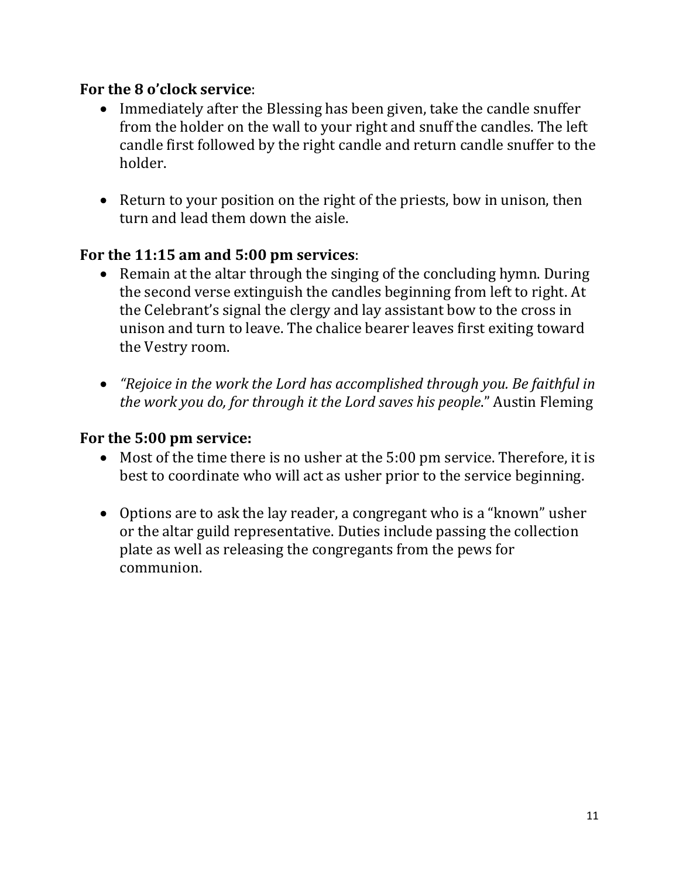**For the 8 o'clock service**:

- Immediately after the Blessing has been given, take the candle snuffer from the holder on the wall to your right and snuff the candles. The left candle first followed by the right candle and return candle snuffer to the holder.

- Return to your position on the right of the priests, bow in unison, then turn and lead them down the aisle.

**For the 11:15 am and 5:00 pm services**:

- Remain at the altar through the singing of the concluding hymn. During the second verse extinguish the candles beginning from left to right. At the Celebrant's signal the clergy and lay assistant bow to the cross in unison and turn to leave. The chalice bearer leaves first exiting toward the Vestry room.

- *"Rejoice in the work the Lord has accomplished through you. Be faithful in the work you do, for through it the Lord saves his people*." Austin Fleming

**For the 5:00 pm service:**

- Most of the time there is no usher at the 5:00 pm service. Therefore, it is best to coordinate who will act as usher prior to the service beginning.

- Options are to ask the lay reader, a congregant who is a "known" usher or the altar guild representative. Duties include passing the collection plate as well as releasing the congregants from the pews for communion.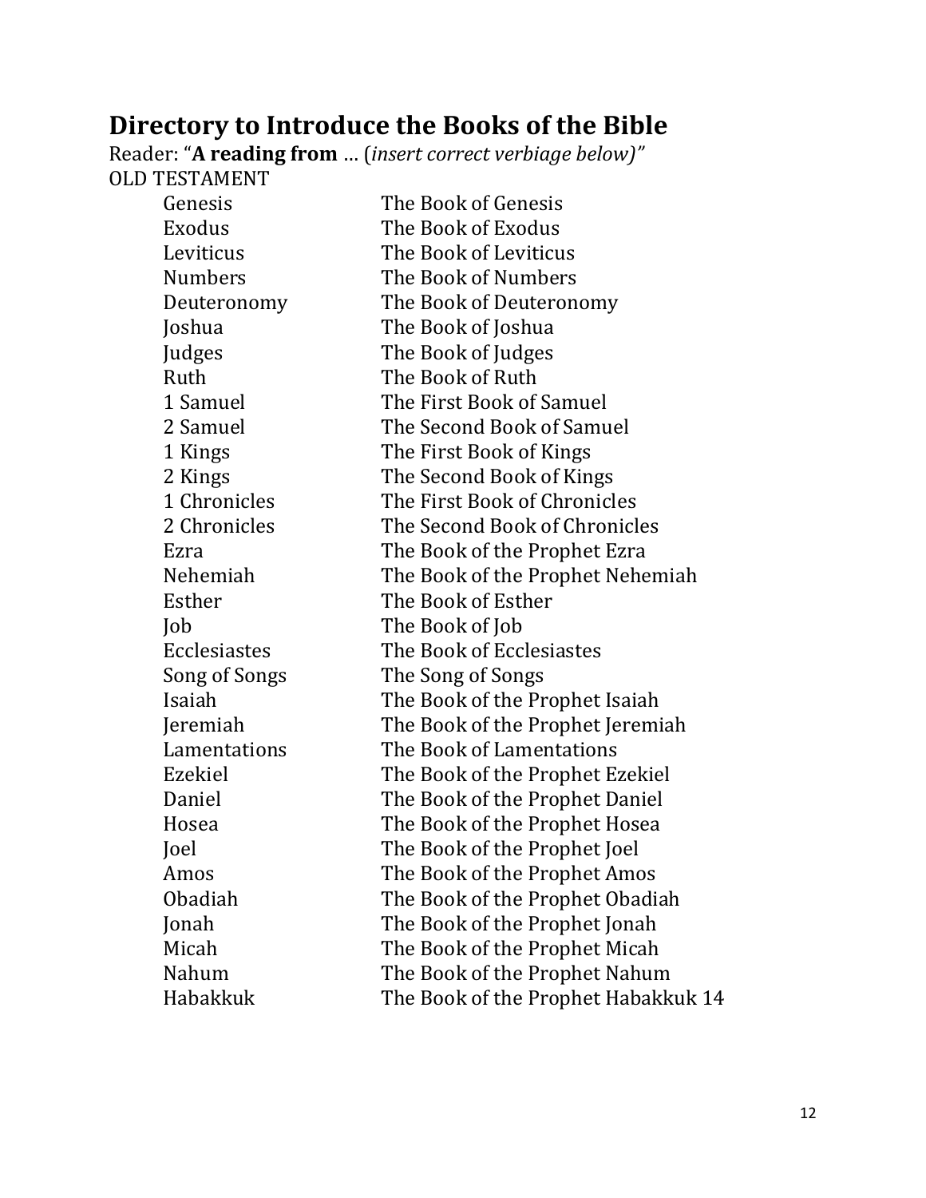## Directory to Introduce the Books of the Bible

Reader: "**A reading from** … (*insert correct verbiage below)"*

OLD TESTAMENT

| | |
|---|---|
| Genesis | The Book of Genesis |
| Exodus | The Book of Exodus |
| Leviticus | The Book of Leviticus |
| Numbers | The Book of Numbers |
| Deuteronomy | The Book of Deuteronomy |
| Joshua | The Book of Joshua |
| Judges | The Book of Judges |
| Ruth | The Book of Ruth |
| 1 Samuel | The First Book of Samuel |
| 2 Samuel | The Second Book of Samuel |
| 1 Kings | The First Book of Kings |
| 2 Kings | The Second Book of Kings |
| 1 Chronicles | The First Book of Chronicles |
| 2 Chronicles | The Second Book of Chronicles |
| Ezra | The Book of the Prophet Ezra |
| Nehemiah | The Book of the Prophet Nehemiah |
| Esther | The Book of Esther |
| Job | The Book of Job |
| Ecclesiastes | The Book of Ecclesiastes |
| Song of Songs | The Song of Songs |
| Isaiah | The Book of the Prophet Isaiah |
| Jeremiah | The Book of the Prophet Jeremiah |
| Lamentations | The Book of Lamentations |
| Ezekiel | The Book of the Prophet Ezekiel |
| Daniel | The Book of the Prophet Daniel |
| Hosea | The Book of the Prophet Hosea |
| Joel | The Book of the Prophet Joel |
| Amos | The Book of the Prophet Amos |
| Obadiah | The Book of the Prophet Obadiah |
| Jonah | The Book of the Prophet Jonah |
| Micah | The Book of the Prophet Micah |
| Nahum | The Book of the Prophet Nahum |
| Habakkuk | The Book of the Prophet Habakkuk 14 |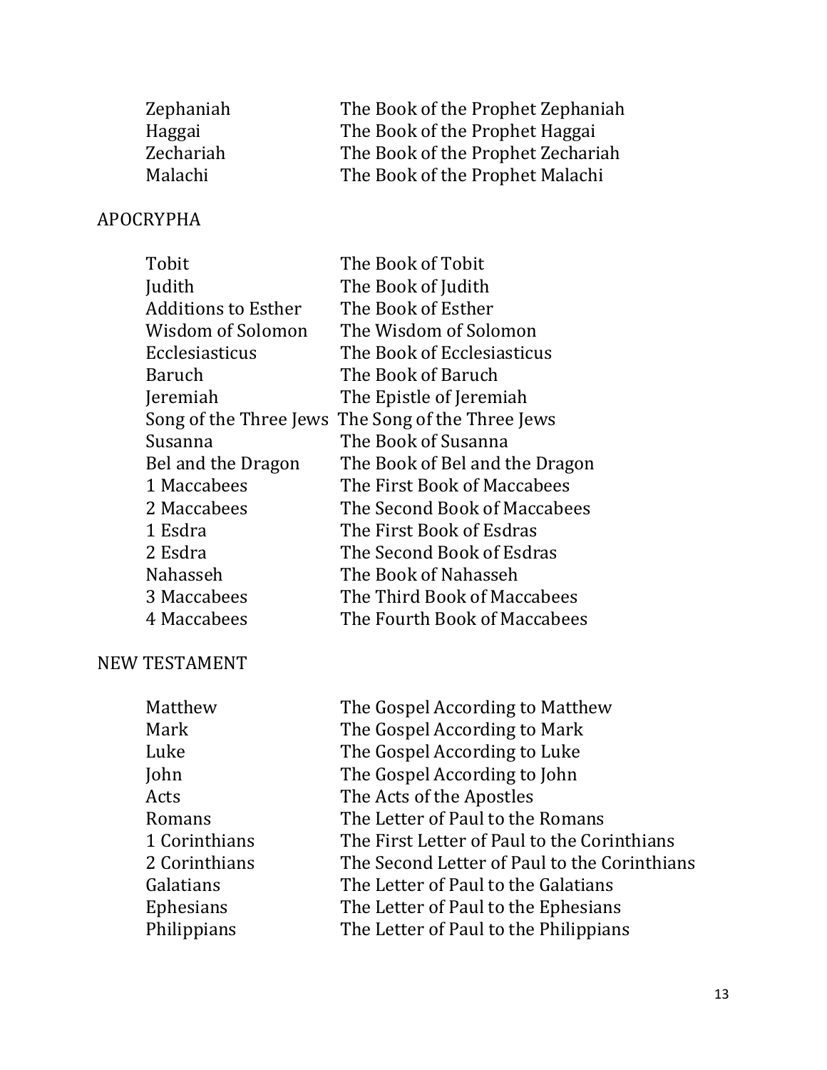| | |
|---|---|
| Zephaniah | The Book of the Prophet Zephaniah |
| Haggai | The Book of the Prophet Haggai |
| Zechariah | The Book of the Prophet Zechariah |
| Malachi | The Book of the Prophet Malachi |

APOCRYPHA

| | |
|---|---|
| Tobit | The Book of Tobit |
| Judith | The Book of Judith |
| Additions to Esther | The Book of Esther |
| Wisdom of Solomon | The Wisdom of Solomon |
| Ecclesiasticus | The Book of Ecclesiasticus |
| Baruch | The Book of Baruch |
| Jeremiah | The Epistle of Jeremiah |
| Song of the Three Jews | The Song of the Three Jews |
| Susanna | The Book of Susanna |
| Bel and the Dragon | The Book of Bel and the Dragon |
| 1 Maccabees | The First Book of Maccabees |
| 2 Maccabees | The Second Book of Maccabees |
| 1 Esdra | The First Book of Esdras |
| 2 Esdra | The Second Book of Esdras |
| Nahasseh | The Book of Nahasseh |
| 3 Maccabees | The Third Book of Maccabees |
| 4 Maccabees | The Fourth Book of Maccabees |

NEW TESTAMENT

| | |
|---|---|
| Matthew | The Gospel According to Matthew |
| Mark | The Gospel According to Mark |
| Luke | The Gospel According to Luke |
| John | The Gospel According to John |
| Acts | The Acts of the Apostles |
| Romans | The Letter of Paul to the Romans |
| 1 Corinthians | The First Letter of Paul to the Corinthians |
| 2 Corinthians | The Second Letter of Paul to the Corinthians |
| Galatians | The Letter of Paul to the Galatians |
| Ephesians | The Letter of Paul to the Ephesians |
| Philippians | The Letter of Paul to the Philippians |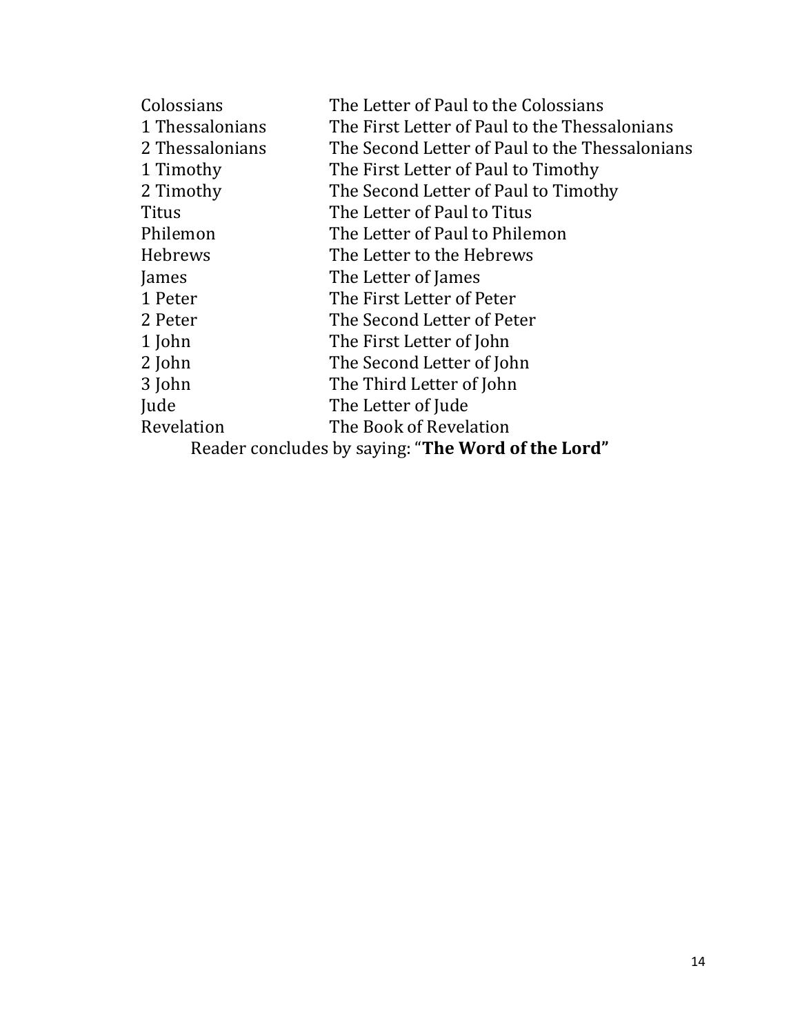| | |
|---|---|
| Colossians | The Letter of Paul to the Colossians |
| 1 Thessalonians | The First Letter of Paul to the Thessalonians |
| 2 Thessalonians | The Second Letter of Paul to the Thessalonians |
| 1 Timothy | The First Letter of Paul to Timothy |
| 2 Timothy | The Second Letter of Paul to Timothy |
| Titus | The Letter of Paul to Titus |
| Philemon | The Letter of Paul to Philemon |
| Hebrews | The Letter to the Hebrews |
| James | The Letter of James |
| 1 Peter | The First Letter of Peter |
| 2 Peter | The Second Letter of Peter |
| 1 John | The First Letter of John |
| 2 John | The Second Letter of John |
| 3 John | The Third Letter of John |
| Jude | The Letter of Jude |
| Revelation | The Book of Revelation |

Reader concludes by saying: "**The Word of the Lord"**